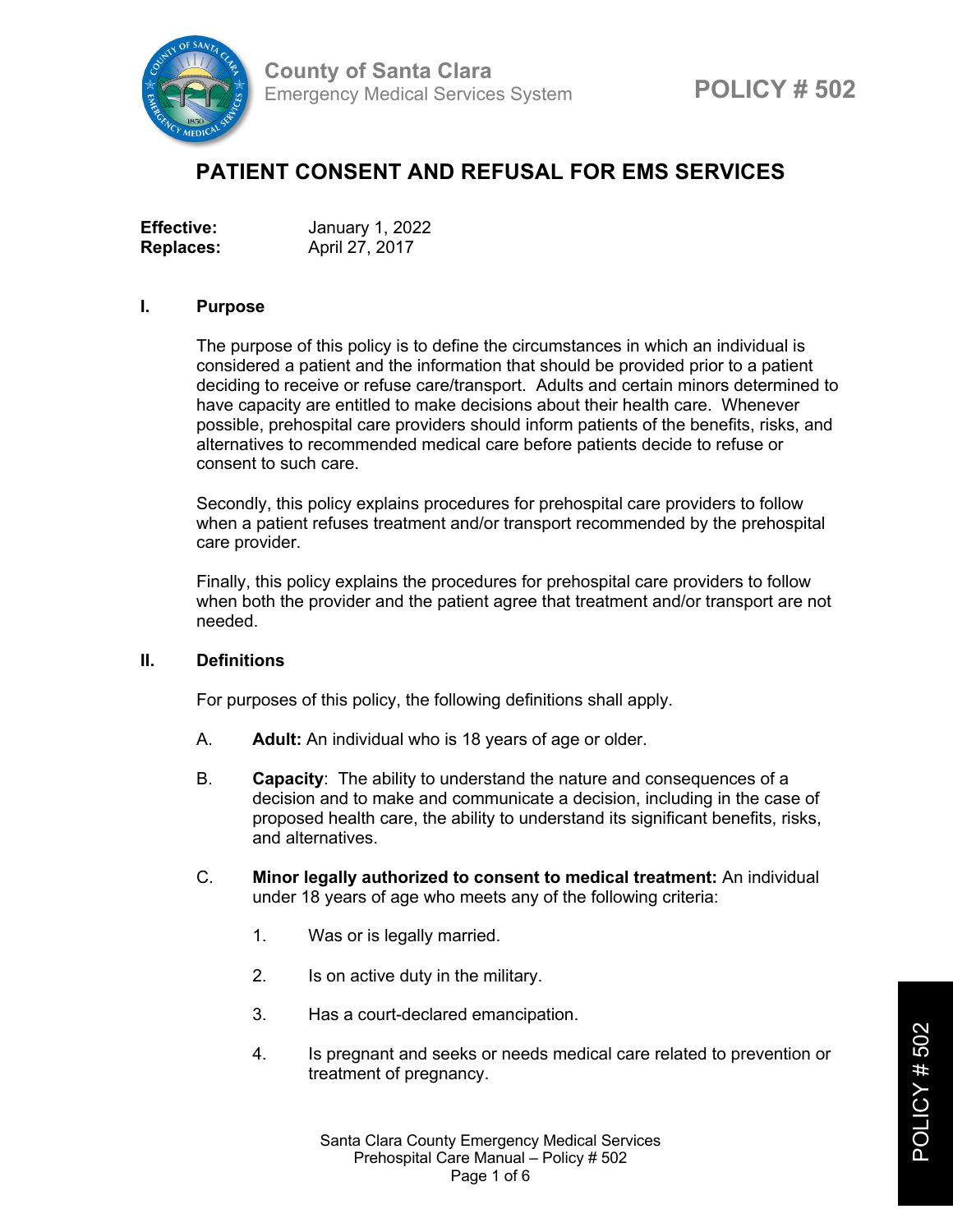County of Santa Clara
Emergency Medical Services System

**POLICY # 502**

# PATIENT CONSENT AND REFUSAL FOR EMS SERVICES

**Effective:** January 1, 2022
**Replaces:** April 27, 2017

## I. Purpose

The purpose of this policy is to define the circumstances in which an individual is considered a patient and the information that should be provided prior to a patient deciding to receive or refuse care/transport. Adults and certain minors determined to have capacity are entitled to make decisions about their health care. Whenever possible, prehospital care providers should inform patients of the benefits, risks, and alternatives to recommended medical care before patients decide to refuse or consent to such care.

Secondly, this policy explains procedures for prehospital care providers to follow when a patient refuses treatment and/or transport recommended by the prehospital care provider.

Finally, this policy explains the procedures for prehospital care providers to follow when both the provider and the patient agree that treatment and/or transport are not needed.

## II. Definitions

For purposes of this policy, the following definitions shall apply.

A. **Adult:** An individual who is 18 years of age or older.

B. **Capacity**: The ability to understand the nature and consequences of a decision and to make and communicate a decision, including in the case of proposed health care, the ability to understand its significant benefits, risks, and alternatives.

C. **Minor legally authorized to consent to medical treatment:** An individual under 18 years of age who meets any of the following criteria:

1. Was or is legally married.
2. Is on active duty in the military.
3. Has a court-declared emancipation.
4. Is pregnant and seeks or needs medical care related to prevention or treatment of pregnancy.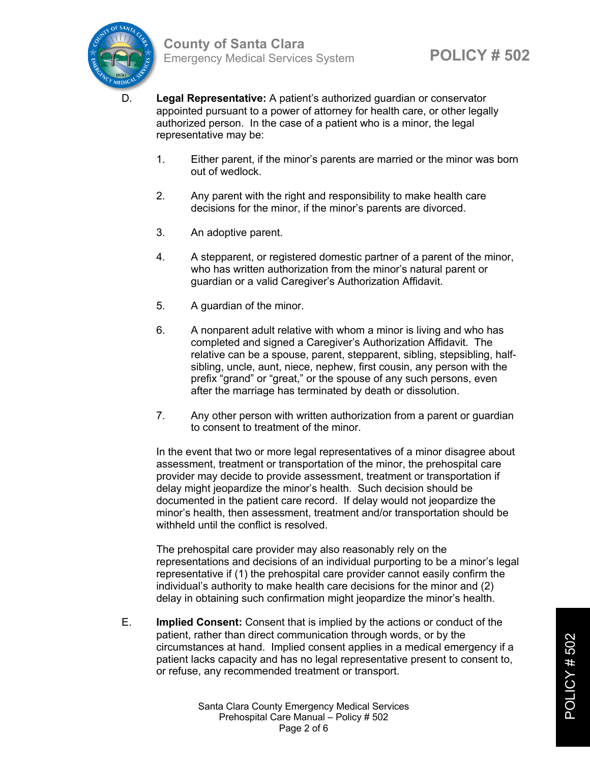D. **Legal Representative:** A patient's authorized guardian or conservator appointed pursuant to a power of attorney for health care, or other legally authorized person. In the case of a patient who is a minor, the legal representative may be:

1. Either parent, if the minor's parents are married or the minor was born out of wedlock.

2. Any parent with the right and responsibility to make health care decisions for the minor, if the minor's parents are divorced.

3. An adoptive parent.

4. A stepparent, or registered domestic partner of a parent of the minor, who has written authorization from the minor's natural parent or guardian or a valid Caregiver's Authorization Affidavit.

5. A guardian of the minor.

6. A nonparent adult relative with whom a minor is living and who has completed and signed a Caregiver's Authorization Affidavit. The relative can be a spouse, parent, stepparent, sibling, stepsibling, half-sibling, uncle, aunt, niece, nephew, first cousin, any person with the prefix "grand" or "great," or the spouse of any such persons, even after the marriage has terminated by death or dissolution.

7. Any other person with written authorization from a parent or guardian to consent to treatment of the minor.

In the event that two or more legal representatives of a minor disagree about assessment, treatment or transportation of the minor, the prehospital care provider may decide to provide assessment, treatment or transportation if delay might jeopardize the minor's health. Such decision should be documented in the patient care record. If delay would not jeopardize the minor's health, then assessment, treatment and/or transportation should be withheld until the conflict is resolved.

The prehospital care provider may also reasonably rely on the representations and decisions of an individual purporting to be a minor's legal representative if (1) the prehospital care provider cannot easily confirm the individual's authority to make health care decisions for the minor and (2) delay in obtaining such confirmation might jeopardize the minor's health.

E. **Implied Consent:** Consent that is implied by the actions or conduct of the patient, rather than direct communication through words, or by the circumstances at hand. Implied consent applies in a medical emergency if a patient lacks capacity and has no legal representative present to consent to, or refuse, any recommended treatment or transport.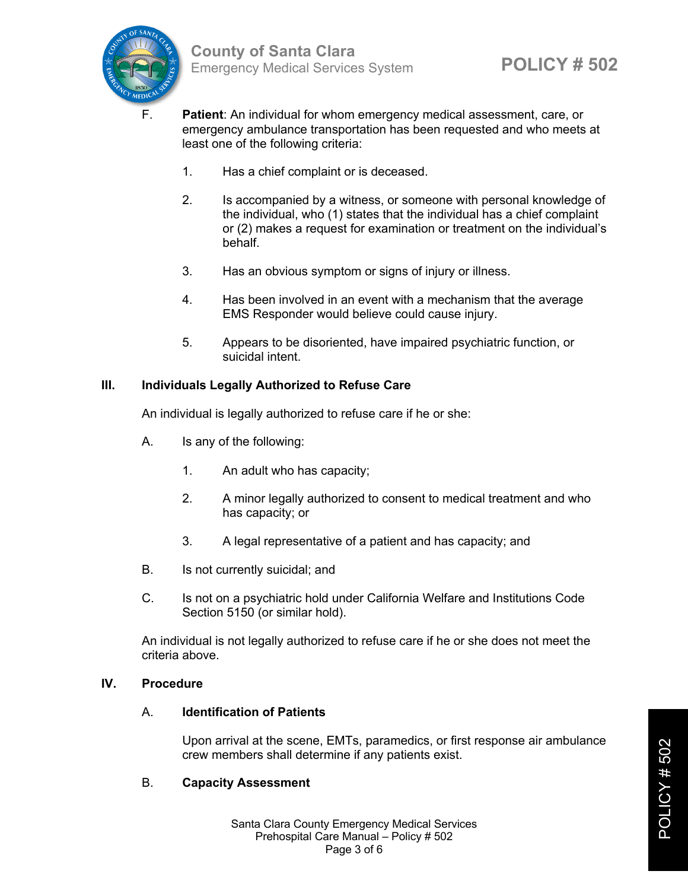F. **Patient**: An individual for whom emergency medical assessment, care, or emergency ambulance transportation has been requested and who meets at least one of the following criteria:

1. Has a chief complaint or is deceased.
2. Is accompanied by a witness, or someone with personal knowledge of the individual, who (1) states that the individual has a chief complaint or (2) makes a request for examination or treatment on the individual's behalf.
3. Has an obvious symptom or signs of injury or illness.
4. Has been involved in an event with a mechanism that the average EMS Responder would believe could cause injury.
5. Appears to be disoriented, have impaired psychiatric function, or suicidal intent.

## III. Individuals Legally Authorized to Refuse Care

An individual is legally authorized to refuse care if he or she:

A. Is any of the following:

1. An adult who has capacity;
2. A minor legally authorized to consent to medical treatment and who has capacity; or
3. A legal representative of a patient and has capacity; and

B. Is not currently suicidal; and

C. Is not on a psychiatric hold under California Welfare and Institutions Code Section 5150 (or similar hold).

An individual is not legally authorized to refuse care if he or she does not meet the criteria above.

## IV. Procedure

### A. Identification of Patients

Upon arrival at the scene, EMTs, paramedics, or first response air ambulance crew members shall determine if any patients exist.

### B. Capacity Assessment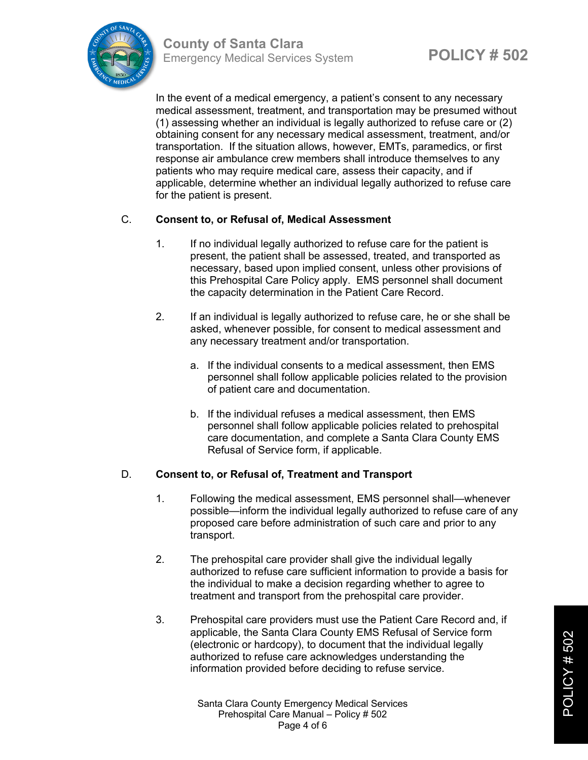In the event of a medical emergency, a patient's consent to any necessary medical assessment, treatment, and transportation may be presumed without (1) assessing whether an individual is legally authorized to refuse care or (2) obtaining consent for any necessary medical assessment, treatment, and/or transportation. If the situation allows, however, EMTs, paramedics, or first response air ambulance crew members shall introduce themselves to any patients who may require medical care, assess their capacity, and if applicable, determine whether an individual legally authorized to refuse care for the patient is present.

C. **Consent to, or Refusal of, Medical Assessment**

1. If no individual legally authorized to refuse care for the patient is present, the patient shall be assessed, treated, and transported as necessary, based upon implied consent, unless other provisions of this Prehospital Care Policy apply. EMS personnel shall document the capacity determination in the Patient Care Record.

2. If an individual is legally authorized to refuse care, he or she shall be asked, whenever possible, for consent to medical assessment and any necessary treatment and/or transportation.

   a. If the individual consents to a medical assessment, then EMS personnel shall follow applicable policies related to the provision of patient care and documentation.

   b. If the individual refuses a medical assessment, then EMS personnel shall follow applicable policies related to prehospital care documentation, and complete a Santa Clara County EMS Refusal of Service form, if applicable.

D. **Consent to, or Refusal of, Treatment and Transport**

1. Following the medical assessment, EMS personnel shall—whenever possible—inform the individual legally authorized to refuse care of any proposed care before administration of such care and prior to any transport.

2. The prehospital care provider shall give the individual legally authorized to refuse care sufficient information to provide a basis for the individual to make a decision regarding whether to agree to treatment and transport from the prehospital care provider.

3. Prehospital care providers must use the Patient Care Record and, if applicable, the Santa Clara County EMS Refusal of Service form (electronic or hardcopy), to document that the individual legally authorized to refuse care acknowledges understanding the information provided before deciding to refuse service.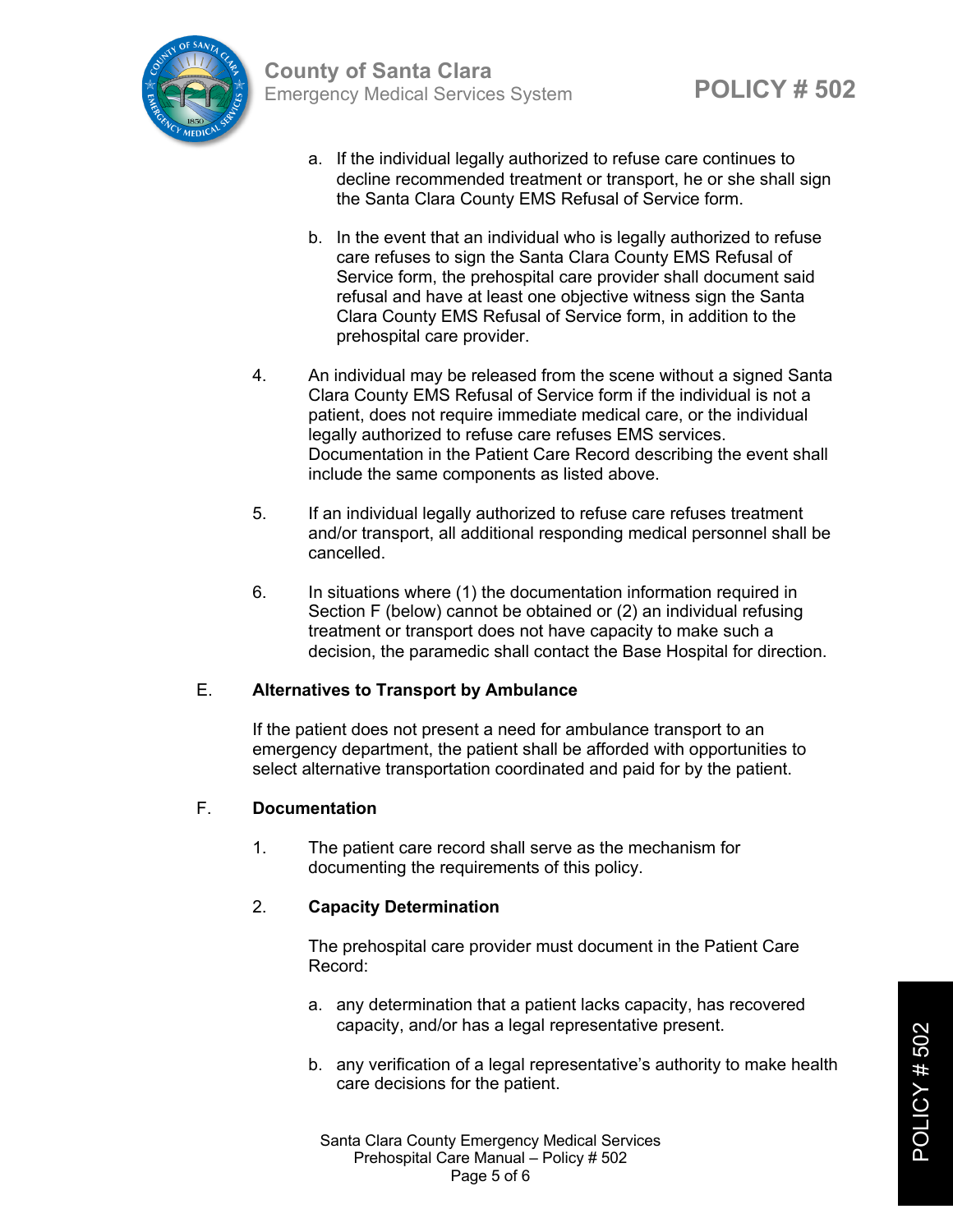a. If the individual legally authorized to refuse care continues to decline recommended treatment or transport, he or she shall sign the Santa Clara County EMS Refusal of Service form.

b. In the event that an individual who is legally authorized to refuse care refuses to sign the Santa Clara County EMS Refusal of Service form, the prehospital care provider shall document said refusal and have at least one objective witness sign the Santa Clara County EMS Refusal of Service form, in addition to the prehospital care provider.

4. An individual may be released from the scene without a signed Santa Clara County EMS Refusal of Service form if the individual is not a patient, does not require immediate medical care, or the individual legally authorized to refuse care refuses EMS services. Documentation in the Patient Care Record describing the event shall include the same components as listed above.

5. If an individual legally authorized to refuse care refuses treatment and/or transport, all additional responding medical personnel shall be cancelled.

6. In situations where (1) the documentation information required in Section F (below) cannot be obtained or (2) an individual refusing treatment or transport does not have capacity to make such a decision, the paramedic shall contact the Base Hospital for direction.

## E. Alternatives to Transport by Ambulance

If the patient does not present a need for ambulance transport to an emergency department, the patient shall be afforded with opportunities to select alternative transportation coordinated and paid for by the patient.

## F. Documentation

1. The patient care record shall serve as the mechanism for documenting the requirements of this policy.

2. **Capacity Determination**

   The prehospital care provider must document in the Patient Care Record:

   a. any determination that a patient lacks capacity, has recovered capacity, and/or has a legal representative present.

   b. any verification of a legal representative's authority to make health care decisions for the patient.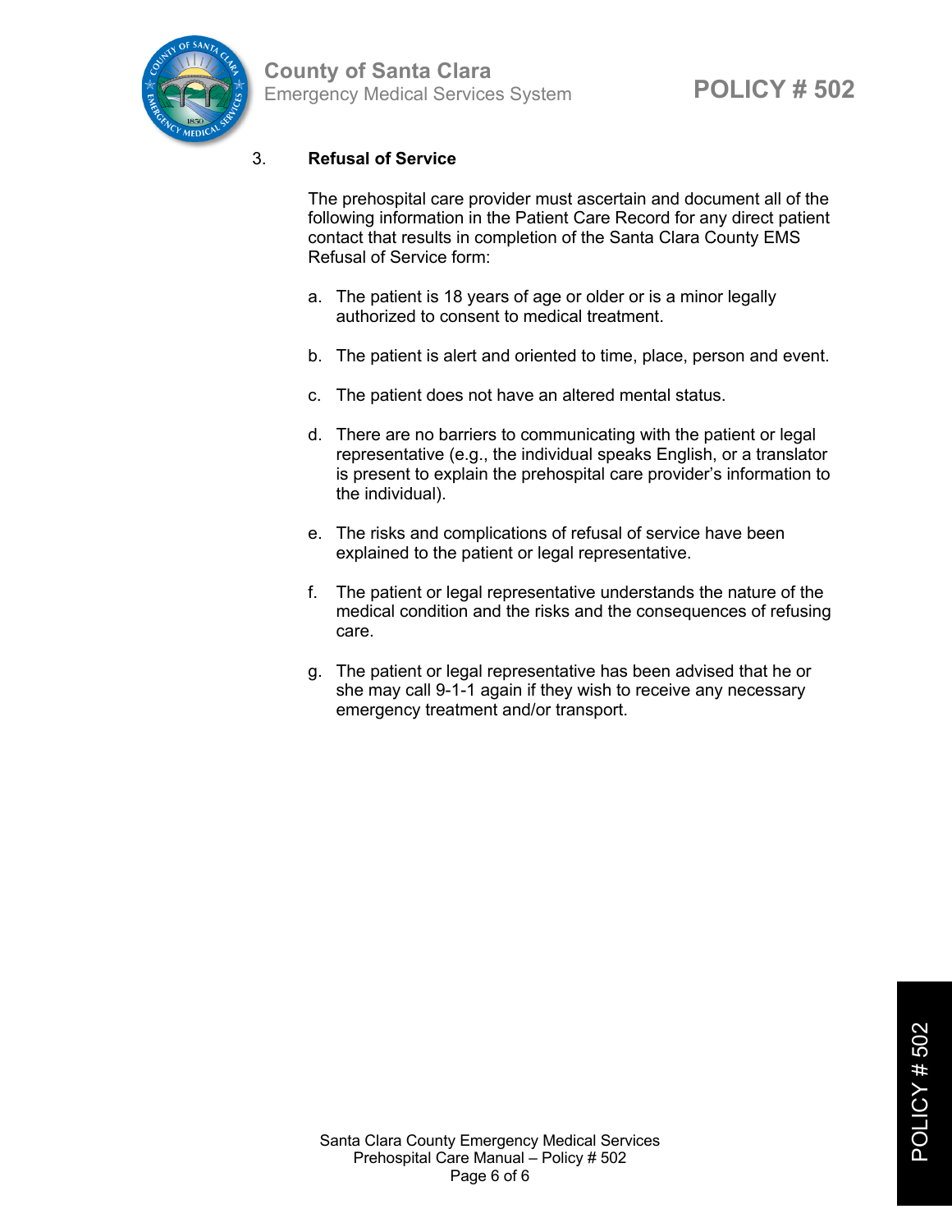3. **Refusal of Service**

The prehospital care provider must ascertain and document all of the following information in the Patient Care Record for any direct patient contact that results in completion of the Santa Clara County EMS Refusal of Service form:

a. The patient is 18 years of age or older or is a minor legally authorized to consent to medical treatment.

b. The patient is alert and oriented to time, place, person and event.

c. The patient does not have an altered mental status.

d. There are no barriers to communicating with the patient or legal representative (e.g., the individual speaks English, or a translator is present to explain the prehospital care provider's information to the individual).

e. The risks and complications of refusal of service have been explained to the patient or legal representative.

f. The patient or legal representative understands the nature of the medical condition and the risks and the consequences of refusing care.

g. The patient or legal representative has been advised that he or she may call 9-1-1 again if they wish to receive any necessary emergency treatment and/or transport.